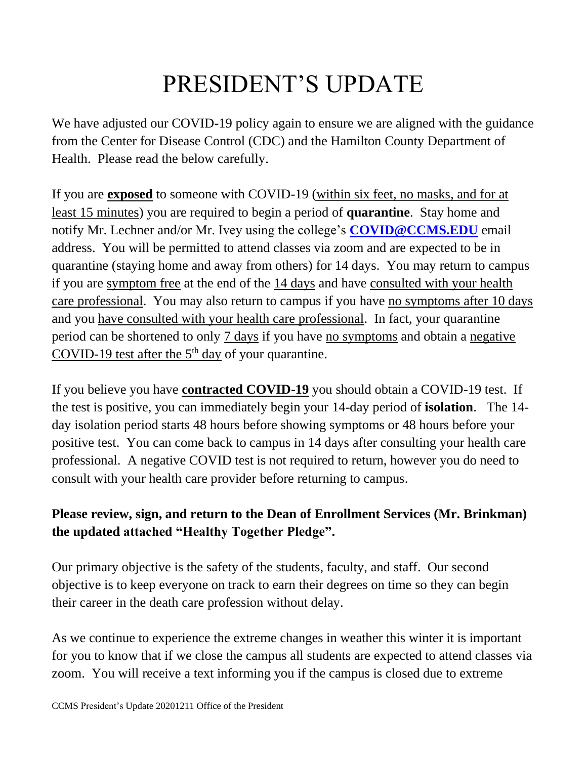# PRESIDENT'S UPDATE

We have adjusted our COVID-19 policy again to ensure we are aligned with the guidance from the Center for Disease Control (CDC) and the Hamilton County Department of Health. Please read the below carefully.

If you are **exposed** to someone with COVID-19 (within six feet, no masks, and for at least 15 minutes) you are required to begin a period of **quarantine**. Stay home and notify Mr. Lechner and/or Mr. Ivey using the college's **COVID@CCMS.EDU** email address. You will be permitted to attend classes via zoom and are expected to be in quarantine (staying home and away from others) for 14 days. You may return to campus if you are symptom free at the end of the 14 days and have consulted with your health care professional. You may also return to campus if you have no symptoms after 10 days and you have consulted with your health care professional. In fact, your quarantine period can be shortened to only 7 days if you have no symptoms and obtain a negative COVID-19 test after the 5th day of your quarantine.

If you believe you have **contracted COVID-19** you should obtain a COVID-19 test. If the test is positive, you can immediately begin your 14-day period of **isolation**. The 14-day isolation period starts 48 hours before showing symptoms or 48 hours before your positive test. You can come back to campus in 14 days after consulting your health care professional. A negative COVID test is not required to return, however you do need to consult with your health care provider before returning to campus.

**Please review, sign, and return to the Dean of Enrollment Services (Mr. Brinkman) the updated attached "Healthy Together Pledge".**

Our primary objective is the safety of the students, faculty, and staff. Our second objective is to keep everyone on track to earn their degrees on time so they can begin their career in the death care profession without delay.

As we continue to experience the extreme changes in weather this winter it is important for you to know that if we close the campus all students are expected to attend classes via zoom. You will receive a text informing you if the campus is closed due to extreme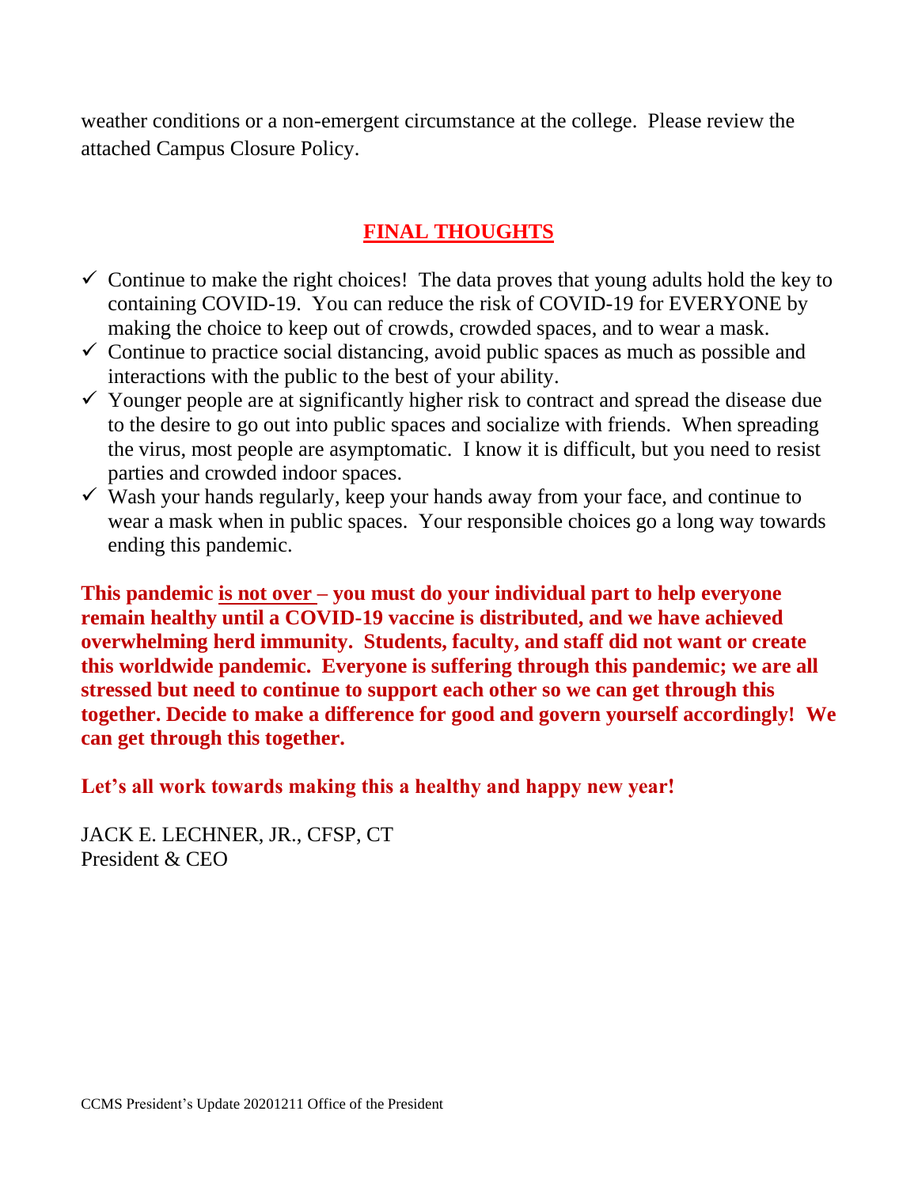weather conditions or a non-emergent circumstance at the college. Please review the attached Campus Closure Policy.

## FINAL THOUGHTS

- ✓ Continue to make the right choices! The data proves that young adults hold the key to containing COVID-19. You can reduce the risk of COVID-19 for EVERYONE by making the choice to keep out of crowds, crowded spaces, and to wear a mask.
- ✓ Continue to practice social distancing, avoid public spaces as much as possible and interactions with the public to the best of your ability.
- ✓ Younger people are at significantly higher risk to contract and spread the disease due to the desire to go out into public spaces and socialize with friends. When spreading the virus, most people are asymptomatic. I know it is difficult, but you need to resist parties and crowded indoor spaces.
- ✓ Wash your hands regularly, keep your hands away from your face, and continue to wear a mask when in public spaces. Your responsible choices go a long way towards ending this pandemic.

**This pandemic <u>is not over</u> – you must do your individual part to help everyone remain healthy until a COVID-19 vaccine is distributed, and we have achieved overwhelming herd immunity. Students, faculty, and staff did not want or create this worldwide pandemic. Everyone is suffering through this pandemic; we are all stressed but need to continue to support each other so we can get through this together. Decide to make a difference for good and govern yourself accordingly! We can get through this together.**

**Let's all work towards making this a healthy and happy new year!**

JACK E. LECHNER, JR., CFSP, CT
President & CEO